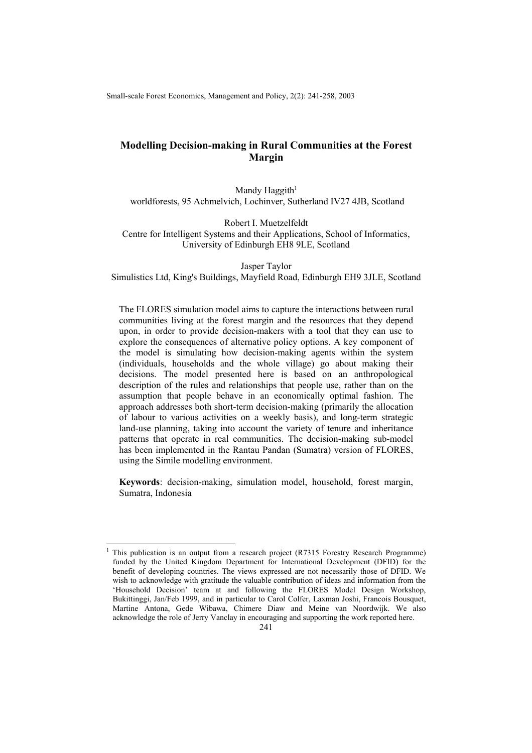# Modelling Decision-making in Rural Communities at the Forest Margin

Mandy Haggith[1]
worldforests, 95 Achmelvich, Lochinver, Sutherland IV27 4JB, Scotland

Robert I. Muetzelfeldt
Centre for Intelligent Systems and their Applications, School of Informatics, University of Edinburgh EH8 9LE, Scotland

Jasper Taylor
Simulistics Ltd, King's Buildings, Mayfield Road, Edinburgh EH9 3JLE, Scotland

The FLORES simulation model aims to capture the interactions between rural communities living at the forest margin and the resources that they depend upon, in order to provide decision-makers with a tool that they can use to explore the consequences of alternative policy options. A key component of the model is simulating how decision-making agents within the system (individuals, households and the whole village) go about making their decisions. The model presented here is based on an anthropological description of the rules and relationships that people use, rather than on the assumption that people behave in an economically optimal fashion. The approach addresses both short-term decision-making (primarily the allocation of labour to various activities on a weekly basis), and long-term strategic land-use planning, taking into account the variety of tenure and inheritance patterns that operate in real communities. The decision-making sub-model has been implemented in the Rantau Pandan (Sumatra) version of FLORES, using the Simile modelling environment.

**Keywords**: decision-making, simulation model, household, forest margin, Sumatra, Indonesia

[1] This publication is an output from a research project (R7315 Forestry Research Programme) funded by the United Kingdom Department for International Development (DFID) for the benefit of developing countries. The views expressed are not necessarily those of DFID. We wish to acknowledge with gratitude the valuable contribution of ideas and information from the 'Household Decision' team at and following the FLORES Model Design Workshop, Bukittinggi, Jan/Feb 1999, and in particular to Carol Colfer, Laxman Joshi, Francois Bousquet, Martine Antona, Gede Wibawa, Chimere Diaw and Meine van Noordwijk. We also acknowledge the role of Jerry Vanclay in encouraging and supporting the work reported here.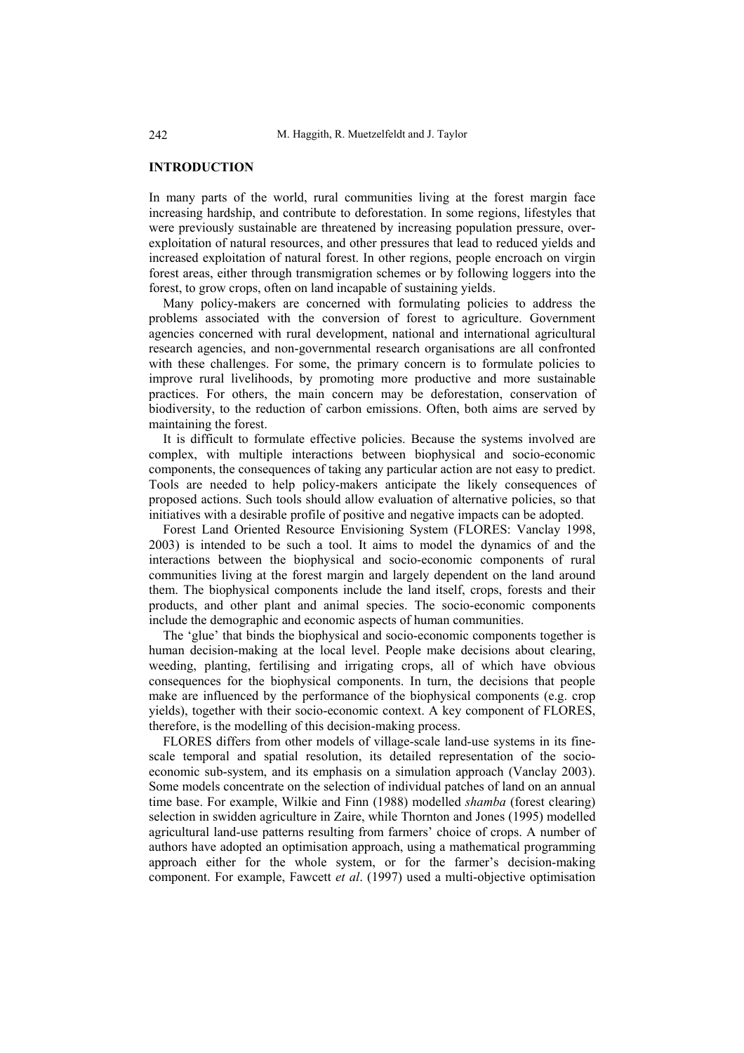## INTRODUCTION

In many parts of the world, rural communities living at the forest margin face increasing hardship, and contribute to deforestation. In some regions, lifestyles that were previously sustainable are threatened by increasing population pressure, over-exploitation of natural resources, and other pressures that lead to reduced yields and increased exploitation of natural forest. In other regions, people encroach on virgin forest areas, either through transmigration schemes or by following loggers into the forest, to grow crops, often on land incapable of sustaining yields.

Many policy-makers are concerned with formulating policies to address the problems associated with the conversion of forest to agriculture. Government agencies concerned with rural development, national and international agricultural research agencies, and non-governmental research organisations are all confronted with these challenges. For some, the primary concern is to formulate policies to improve rural livelihoods, by promoting more productive and more sustainable practices. For others, the main concern may be deforestation, conservation of biodiversity, to the reduction of carbon emissions. Often, both aims are served by maintaining the forest.

It is difficult to formulate effective policies. Because the systems involved are complex, with multiple interactions between biophysical and socio-economic components, the consequences of taking any particular action are not easy to predict. Tools are needed to help policy-makers anticipate the likely consequences of proposed actions. Such tools should allow evaluation of alternative policies, so that initiatives with a desirable profile of positive and negative impacts can be adopted.

Forest Land Oriented Resource Envisioning System (FLORES: Vanclay 1998, 2003) is intended to be such a tool. It aims to model the dynamics of and the interactions between the biophysical and socio-economic components of rural communities living at the forest margin and largely dependent on the land around them. The biophysical components include the land itself, crops, forests and their products, and other plant and animal species. The socio-economic components include the demographic and economic aspects of human communities.

The 'glue' that binds the biophysical and socio-economic components together is human decision-making at the local level. People make decisions about clearing, weeding, planting, fertilising and irrigating crops, all of which have obvious consequences for the biophysical components. In turn, the decisions that people make are influenced by the performance of the biophysical components (e.g. crop yields), together with their socio-economic context. A key component of FLORES, therefore, is the modelling of this decision-making process.

FLORES differs from other models of village-scale land-use systems in its fine-scale temporal and spatial resolution, its detailed representation of the socio-economic sub-system, and its emphasis on a simulation approach (Vanclay 2003). Some models concentrate on the selection of individual patches of land on an annual time base. For example, Wilkie and Finn (1988) modelled *shamba* (forest clearing) selection in swidden agriculture in Zaire, while Thornton and Jones (1995) modelled agricultural land-use patterns resulting from farmers' choice of crops. A number of authors have adopted an optimisation approach, using a mathematical programming approach either for the whole system, or for the farmer's decision-making component. For example, Fawcett *et al*. (1997) used a multi-objective optimisation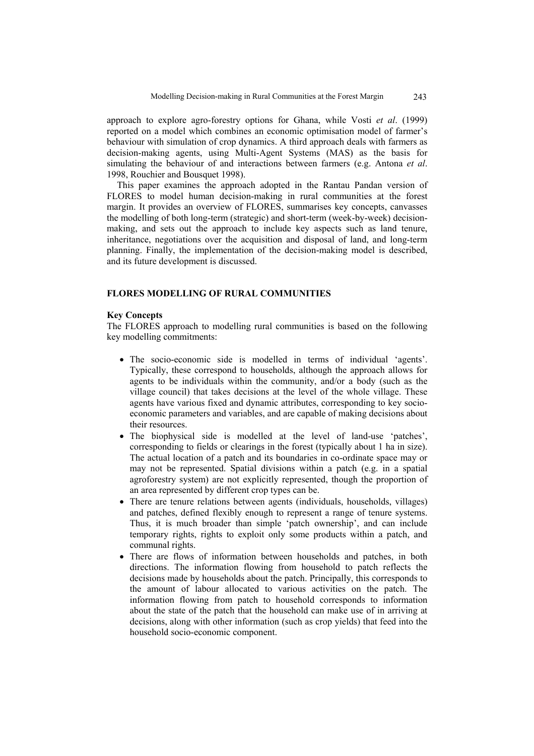approach to explore agro-forestry options for Ghana, while Vosti *et al*. (1999) reported on a model which combines an economic optimisation model of farmer's behaviour with simulation of crop dynamics. A third approach deals with farmers as decision-making agents, using Multi-Agent Systems (MAS) as the basis for simulating the behaviour of and interactions between farmers (e.g. Antona *et al*. 1998, Rouchier and Bousquet 1998).

This paper examines the approach adopted in the Rantau Pandan version of FLORES to model human decision-making in rural communities at the forest margin. It provides an overview of FLORES, summarises key concepts, canvasses the modelling of both long-term (strategic) and short-term (week-by-week) decision-making, and sets out the approach to include key aspects such as land tenure, inheritance, negotiations over the acquisition and disposal of land, and long-term planning. Finally, the implementation of the decision-making model is described, and its future development is discussed.

## FLORES MODELLING OF RURAL COMMUNITIES

### Key Concepts

The FLORES approach to modelling rural communities is based on the following key modelling commitments:

- The socio-economic side is modelled in terms of individual 'agents'. Typically, these correspond to households, although the approach allows for agents to be individuals within the community, and/or a body (such as the village council) that takes decisions at the level of the whole village. These agents have various fixed and dynamic attributes, corresponding to key socio-economic parameters and variables, and are capable of making decisions about their resources.
- The biophysical side is modelled at the level of land-use 'patches', corresponding to fields or clearings in the forest (typically about 1 ha in size). The actual location of a patch and its boundaries in co-ordinate space may or may not be represented. Spatial divisions within a patch (e.g. in a spatial agroforestry system) are not explicitly represented, though the proportion of an area represented by different crop types can be.
- There are tenure relations between agents (individuals, households, villages) and patches, defined flexibly enough to represent a range of tenure systems. Thus, it is much broader than simple 'patch ownership', and can include temporary rights, rights to exploit only some products within a patch, and communal rights.
- There are flows of information between households and patches, in both directions. The information flowing from household to patch reflects the decisions made by households about the patch. Principally, this corresponds to the amount of labour allocated to various activities on the patch. The information flowing from patch to household corresponds to information about the state of the patch that the household can make use of in arriving at decisions, along with other information (such as crop yields) that feed into the household socio-economic component.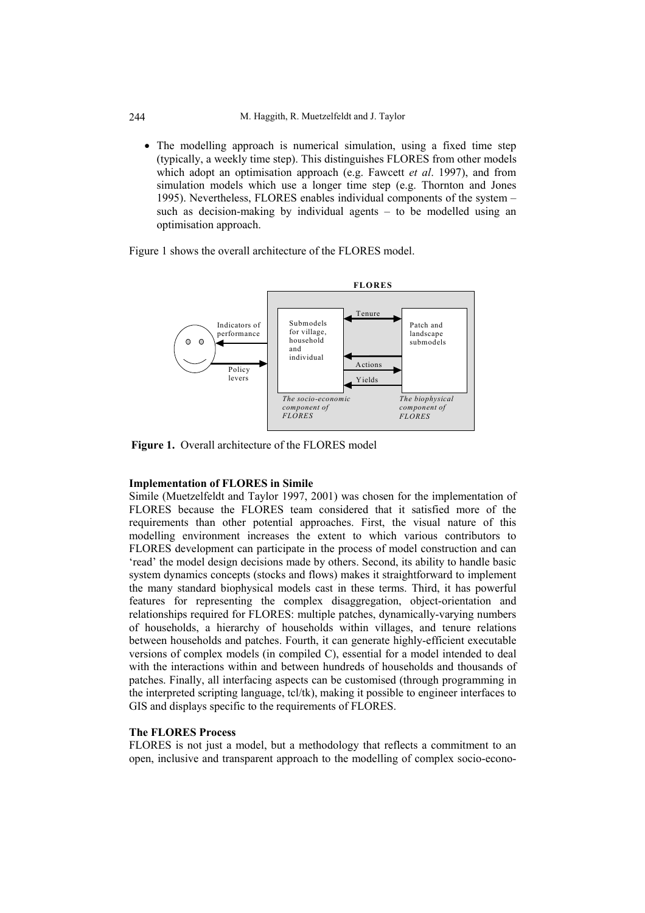- The modelling approach is numerical simulation, using a fixed time step (typically, a weekly time step). This distinguishes FLORES from other models which adopt an optimisation approach (e.g. Fawcett *et al*. 1997), and from simulation models which use a longer time step (e.g. Thornton and Jones 1995). Nevertheless, FLORES enables individual components of the system – such as decision-making by individual agents – to be modelled using an optimisation approach.

Figure 1 shows the overall architecture of the FLORES model.

**Figure 1.** Overall architecture of the FLORES model

**Implementation of FLORES in Simile**

Simile (Muetzelfeldt and Taylor 1997, 2001) was chosen for the implementation of FLORES because the FLORES team considered that it satisfied more of the requirements than other potential approaches. First, the visual nature of this modelling environment increases the extent to which various contributors to FLORES development can participate in the process of model construction and can 'read' the model design decisions made by others. Second, its ability to handle basic system dynamics concepts (stocks and flows) makes it straightforward to implement the many standard biophysical models cast in these terms. Third, it has powerful features for representing the complex disaggregation, object-orientation and relationships required for FLORES: multiple patches, dynamically-varying numbers of households, a hierarchy of households within villages, and tenure relations between households and patches. Fourth, it can generate highly-efficient executable versions of complex models (in compiled C), essential for a model intended to deal with the interactions within and between hundreds of households and thousands of patches. Finally, all interfacing aspects can be customised (through programming in the interpreted scripting language, tcl/tk), making it possible to engineer interfaces to GIS and displays specific to the requirements of FLORES.

**The FLORES Process**

FLORES is not just a model, but a methodology that reflects a commitment to an open, inclusive and transparent approach to the modelling of complex socio-econo-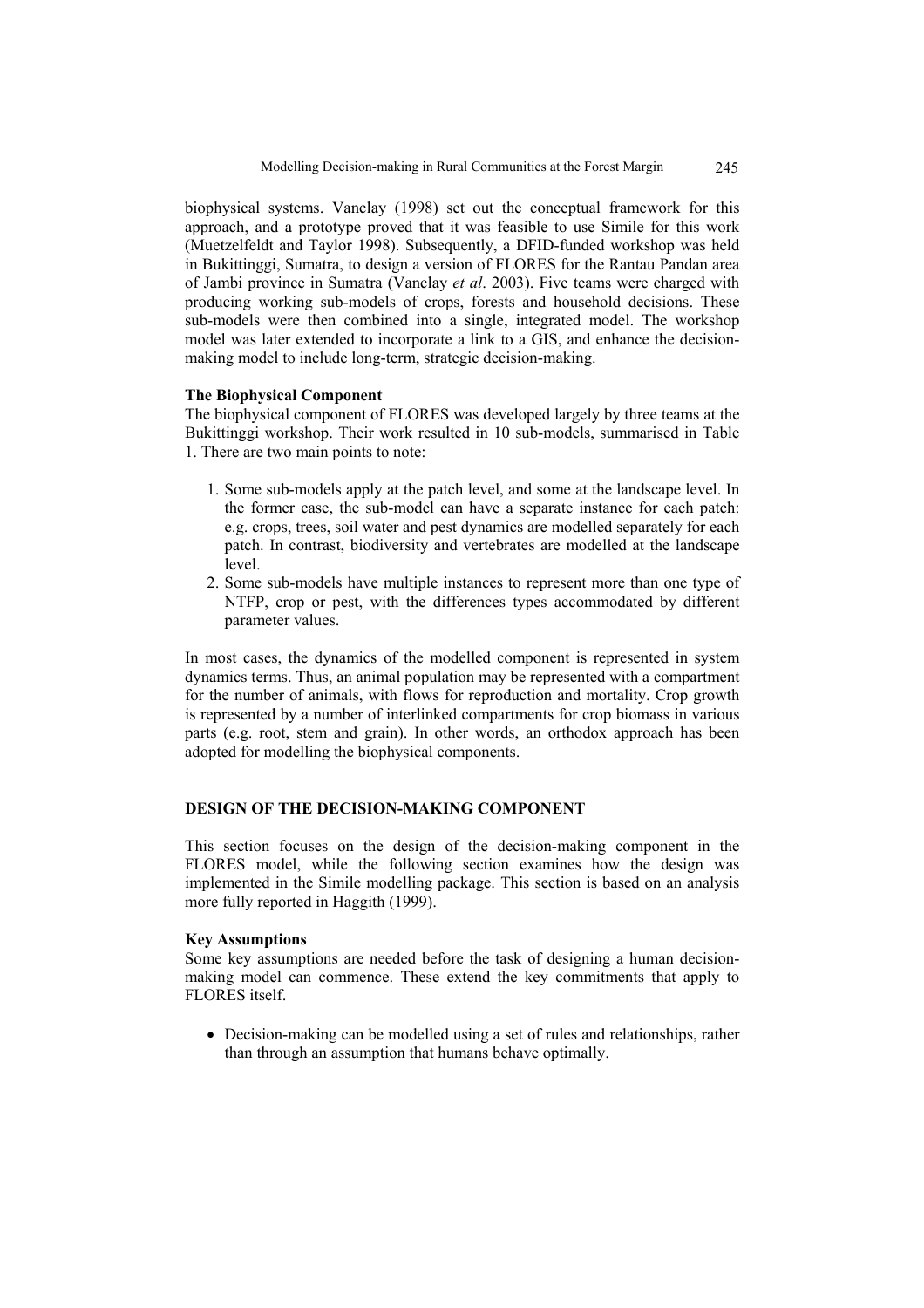biophysical systems. Vanclay (1998) set out the conceptual framework for this approach, and a prototype proved that it was feasible to use Simile for this work (Muetzelfeldt and Taylor 1998). Subsequently, a DFID-funded workshop was held in Bukittinggi, Sumatra, to design a version of FLORES for the Rantau Pandan area of Jambi province in Sumatra (Vanclay *et al*. 2003). Five teams were charged with producing working sub-models of crops, forests and household decisions. These sub-models were then combined into a single, integrated model. The workshop model was later extended to incorporate a link to a GIS, and enhance the decision-making model to include long-term, strategic decision-making.

**The Biophysical Component**

The biophysical component of FLORES was developed largely by three teams at the Bukittinggi workshop. Their work resulted in 10 sub-models, summarised in Table 1. There are two main points to note:

1. Some sub-models apply at the patch level, and some at the landscape level. In the former case, the sub-model can have a separate instance for each patch: e.g. crops, trees, soil water and pest dynamics are modelled separately for each patch. In contrast, biodiversity and vertebrates are modelled at the landscape level.
2. Some sub-models have multiple instances to represent more than one type of NTFP, crop or pest, with the differences types accommodated by different parameter values.

In most cases, the dynamics of the modelled component is represented in system dynamics terms. Thus, an animal population may be represented with a compartment for the number of animals, with flows for reproduction and mortality. Crop growth is represented by a number of interlinked compartments for crop biomass in various parts (e.g. root, stem and grain). In other words, an orthodox approach has been adopted for modelling the biophysical components.

## DESIGN OF THE DECISION-MAKING COMPONENT

This section focuses on the design of the decision-making component in the FLORES model, while the following section examines how the design was implemented in the Simile modelling package. This section is based on an analysis more fully reported in Haggith (1999).

**Key Assumptions**

Some key assumptions are needed before the task of designing a human decision-making model can commence. These extend the key commitments that apply to FLORES itself.

- Decision-making can be modelled using a set of rules and relationships, rather than through an assumption that humans behave optimally.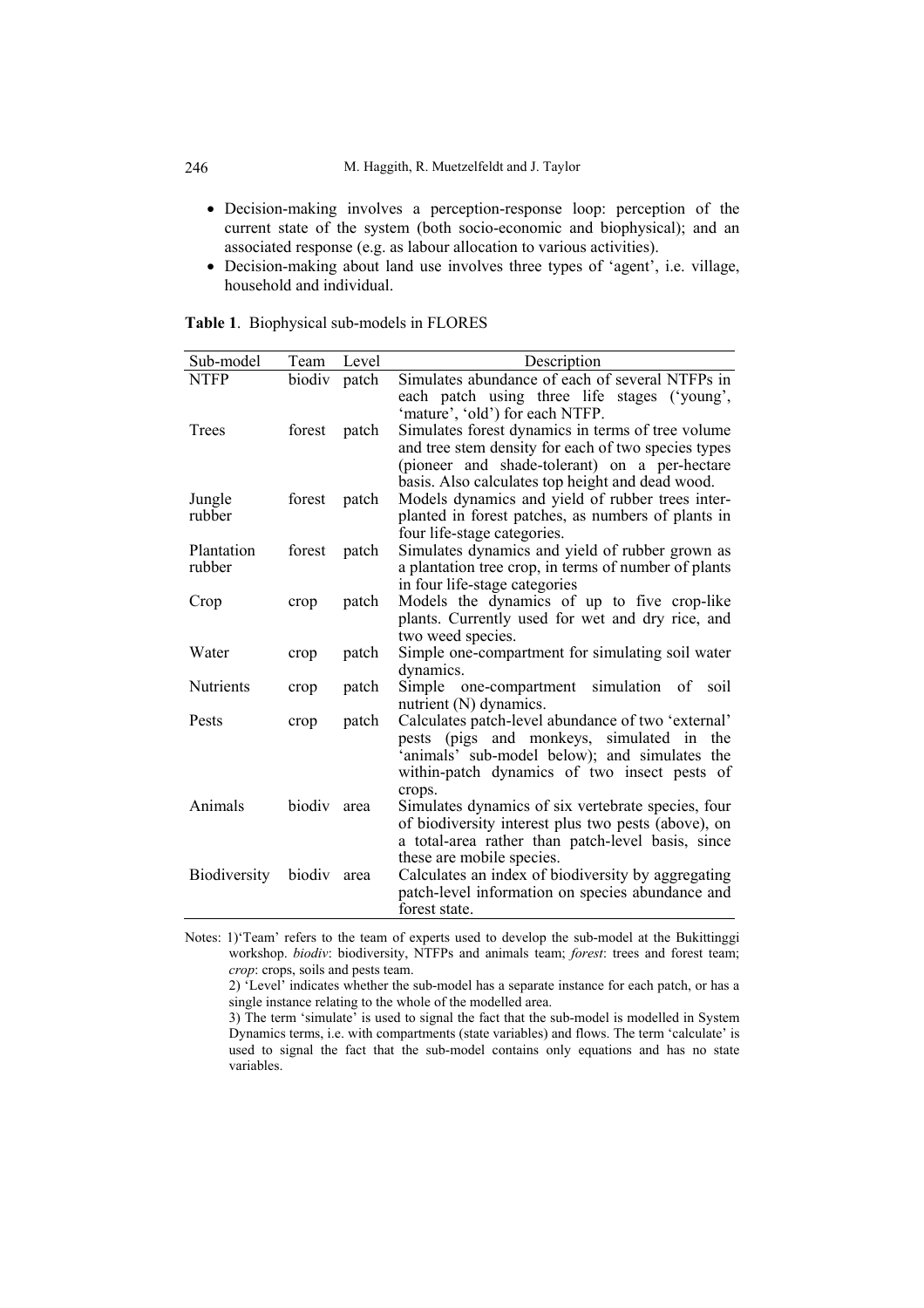- Decision-making involves a perception-response loop: perception of the current state of the system (both socio-economic and biophysical); and an associated response (e.g. as labour allocation to various activities).
- Decision-making about land use involves three types of 'agent', i.e. village, household and individual.

**Table 1**. Biophysical sub-models in FLORES

| Sub-model | Team | Level | Description |
|---|---|---|---|
| NTFP | biodiv | patch | Simulates abundance of each of several NTFPs in each patch using three life stages ('young', 'mature', 'old') for each NTFP. |
| Trees | forest | patch | Simulates forest dynamics in terms of tree volume and tree stem density for each of two species types (pioneer and shade-tolerant) on a per-hectare basis. Also calculates top height and dead wood. |
| Jungle rubber | forest | patch | Models dynamics and yield of rubber trees inter-planted in forest patches, as numbers of plants in four life-stage categories. |
| Plantation rubber | forest | patch | Simulates dynamics and yield of rubber grown as a plantation tree crop, in terms of number of plants in four life-stage categories |
| Crop | crop | patch | Models the dynamics of up to five crop-like plants. Currently used for wet and dry rice, and two weed species. |
| Water | crop | patch | Simple one-compartment for simulating soil water dynamics. |
| Nutrients | crop | patch | Simple one-compartment simulation of soil nutrient (N) dynamics. |
| Pests | crop | patch | Calculates patch-level abundance of two 'external' pests (pigs and monkeys, simulated in the 'animals' sub-model below); and simulates the within-patch dynamics of two insect pests of crops. |
| Animals | biodiv | area | Simulates dynamics of six vertebrate species, four of biodiversity interest plus two pests (above), on a total-area rather than patch-level basis, since these are mobile species. |
| Biodiversity | biodiv | area | Calculates an index of biodiversity by aggregating patch-level information on species abundance and forest state. |

Notes: 1)'Team' refers to the team of experts used to develop the sub-model at the Bukittinggi workshop. *biodiv*: biodiversity, NTFPs and animals team; *forest*: trees and forest team; *crop*: crops, soils and pests team.

2) 'Level' indicates whether the sub-model has a separate instance for each patch, or has a single instance relating to the whole of the modelled area.

3) The term 'simulate' is used to signal the fact that the sub-model is modelled in System Dynamics terms, i.e. with compartments (state variables) and flows. The term 'calculate' is used to signal the fact that the sub-model contains only equations and has no state variables.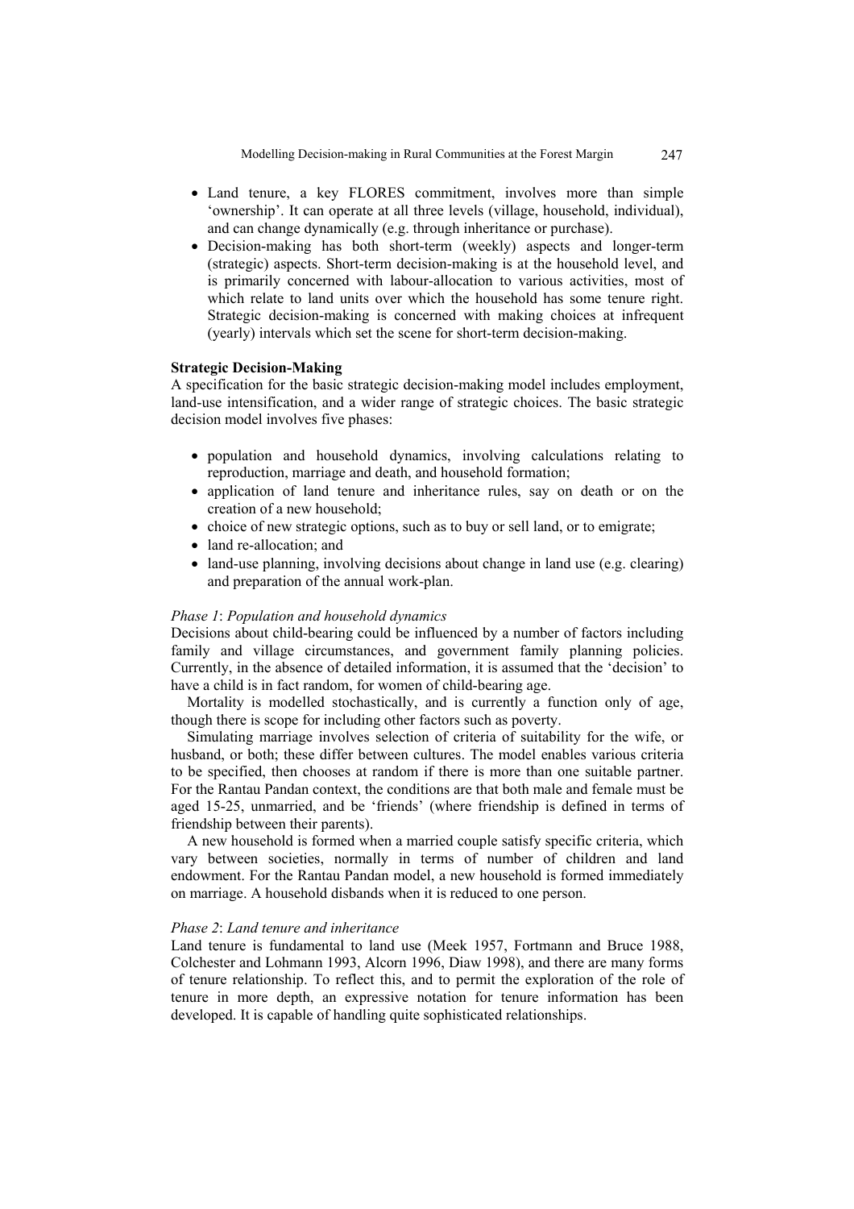- Land tenure, a key FLORES commitment, involves more than simple 'ownership'. It can operate at all three levels (village, household, individual), and can change dynamically (e.g. through inheritance or purchase).
- Decision-making has both short-term (weekly) aspects and longer-term (strategic) aspects. Short-term decision-making is at the household level, and is primarily concerned with labour-allocation to various activities, most of which relate to land units over which the household has some tenure right. Strategic decision-making is concerned with making choices at infrequent (yearly) intervals which set the scene for short-term decision-making.

**Strategic Decision-Making**

A specification for the basic strategic decision-making model includes employment, land-use intensification, and a wider range of strategic choices. The basic strategic decision model involves five phases:

- population and household dynamics, involving calculations relating to reproduction, marriage and death, and household formation;
- application of land tenure and inheritance rules, say on death or on the creation of a new household;
- choice of new strategic options, such as to buy or sell land, or to emigrate;
- land re-allocation; and
- land-use planning, involving decisions about change in land use (e.g. clearing) and preparation of the annual work-plan.

*Phase 1*: *Population and household dynamics*

Decisions about child-bearing could be influenced by a number of factors including family and village circumstances, and government family planning policies. Currently, in the absence of detailed information, it is assumed that the 'decision' to have a child is in fact random, for women of child-bearing age.

Mortality is modelled stochastically, and is currently a function only of age, though there is scope for including other factors such as poverty.

Simulating marriage involves selection of criteria of suitability for the wife, or husband, or both; these differ between cultures. The model enables various criteria to be specified, then chooses at random if there is more than one suitable partner. For the Rantau Pandan context, the conditions are that both male and female must be aged 15-25, unmarried, and be 'friends' (where friendship is defined in terms of friendship between their parents).

A new household is formed when a married couple satisfy specific criteria, which vary between societies, normally in terms of number of children and land endowment. For the Rantau Pandan model, a new household is formed immediately on marriage. A household disbands when it is reduced to one person.

*Phase 2*: *Land tenure and inheritance*

Land tenure is fundamental to land use (Meek 1957, Fortmann and Bruce 1988, Colchester and Lohmann 1993, Alcorn 1996, Diaw 1998), and there are many forms of tenure relationship. To reflect this, and to permit the exploration of the role of tenure in more depth, an expressive notation for tenure information has been developed. It is capable of handling quite sophisticated relationships.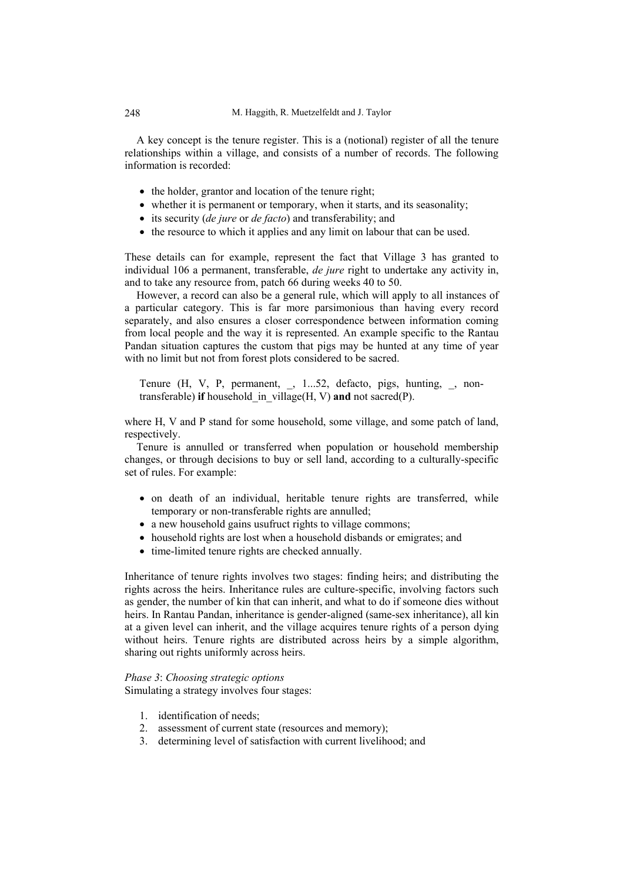A key concept is the tenure register. This is a (notional) register of all the tenure relationships within a village, and consists of a number of records. The following information is recorded:

- the holder, grantor and location of the tenure right;
- whether it is permanent or temporary, when it starts, and its seasonality;
- its security (*de jure* or *de facto*) and transferability; and
- the resource to which it applies and any limit on labour that can be used.

These details can for example, represent the fact that Village 3 has granted to individual 106 a permanent, transferable, *de jure* right to undertake any activity in, and to take any resource from, patch 66 during weeks 40 to 50.

However, a record can also be a general rule, which will apply to all instances of a particular category. This is far more parsimonious than having every record separately, and also ensures a closer correspondence between information coming from local people and the way it is represented. An example specific to the Rantau Pandan situation captures the custom that pigs may be hunted at any time of year with no limit but not from forest plots considered to be sacred.

> Tenure (H, V, P, permanent, _, 1...52, defacto, pigs, hunting, _, non-transferable) **if** household_in_village(H, V) **and** not sacred(P).

where H, V and P stand for some household, some village, and some patch of land, respectively.

Tenure is annulled or transferred when population or household membership changes, or through decisions to buy or sell land, according to a culturally-specific set of rules. For example:

- on death of an individual, heritable tenure rights are transferred, while temporary or non-transferable rights are annulled;
- a new household gains usufruct rights to village commons;
- household rights are lost when a household disbands or emigrates; and
- time-limited tenure rights are checked annually.

Inheritance of tenure rights involves two stages: finding heirs; and distributing the rights across the heirs. Inheritance rules are culture-specific, involving factors such as gender, the number of kin that can inherit, and what to do if someone dies without heirs. In Rantau Pandan, inheritance is gender-aligned (same-sex inheritance), all kin at a given level can inherit, and the village acquires tenure rights of a person dying without heirs. Tenure rights are distributed across heirs by a simple algorithm, sharing out rights uniformly across heirs.

*Phase 3*: *Choosing strategic options*

Simulating a strategy involves four stages:

1. identification of needs;
2. assessment of current state (resources and memory);
3. determining level of satisfaction with current livelihood; and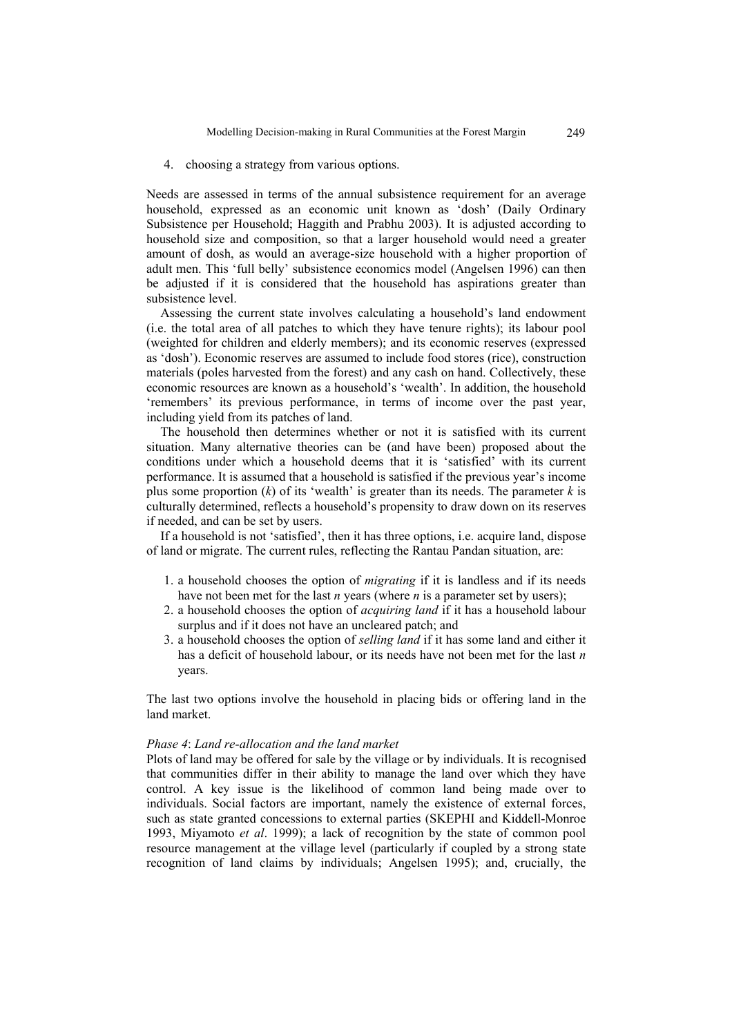4. choosing a strategy from various options.

Needs are assessed in terms of the annual subsistence requirement for an average household, expressed as an economic unit known as 'dosh' (Daily Ordinary Subsistence per Household; Haggith and Prabhu 2003). It is adjusted according to household size and composition, so that a larger household would need a greater amount of dosh, as would an average-size household with a higher proportion of adult men. This 'full belly' subsistence economics model (Angelsen 1996) can then be adjusted if it is considered that the household has aspirations greater than subsistence level.

Assessing the current state involves calculating a household's land endowment (i.e. the total area of all patches to which they have tenure rights); its labour pool (weighted for children and elderly members); and its economic reserves (expressed as 'dosh'). Economic reserves are assumed to include food stores (rice), construction materials (poles harvested from the forest) and any cash on hand. Collectively, these economic resources are known as a household's 'wealth'. In addition, the household 'remembers' its previous performance, in terms of income over the past year, including yield from its patches of land.

The household then determines whether or not it is satisfied with its current situation. Many alternative theories can be (and have been) proposed about the conditions under which a household deems that it is 'satisfied' with its current performance. It is assumed that a household is satisfied if the previous year's income plus some proportion ($k$) of its 'wealth' is greater than its needs. The parameter $k$ is culturally determined, reflects a household's propensity to draw down on its reserves if needed, and can be set by users.

If a household is not 'satisfied', then it has three options, i.e. acquire land, dispose of land or migrate. The current rules, reflecting the Rantau Pandan situation, are:

1. a household chooses the option of *migrating* if it is landless and if its needs have not been met for the last $n$ years (where $n$ is a parameter set by users);
2. a household chooses the option of *acquiring land* if it has a household labour surplus and if it does not have an uncleared patch; and
3. a household chooses the option of *selling land* if it has some land and either it has a deficit of household labour, or its needs have not been met for the last $n$ years.

The last two options involve the household in placing bids or offering land in the land market.

*Phase 4*: *Land re-allocation and the land market*

Plots of land may be offered for sale by the village or by individuals. It is recognised that communities differ in their ability to manage the land over which they have control. A key issue is the likelihood of common land being made over to individuals. Social factors are important, namely the existence of external forces, such as state granted concessions to external parties (SKEPHI and Kiddell-Monroe 1993, Miyamoto *et al*. 1999); a lack of recognition by the state of common pool resource management at the village level (particularly if coupled by a strong state recognition of land claims by individuals; Angelsen 1995); and, crucially, the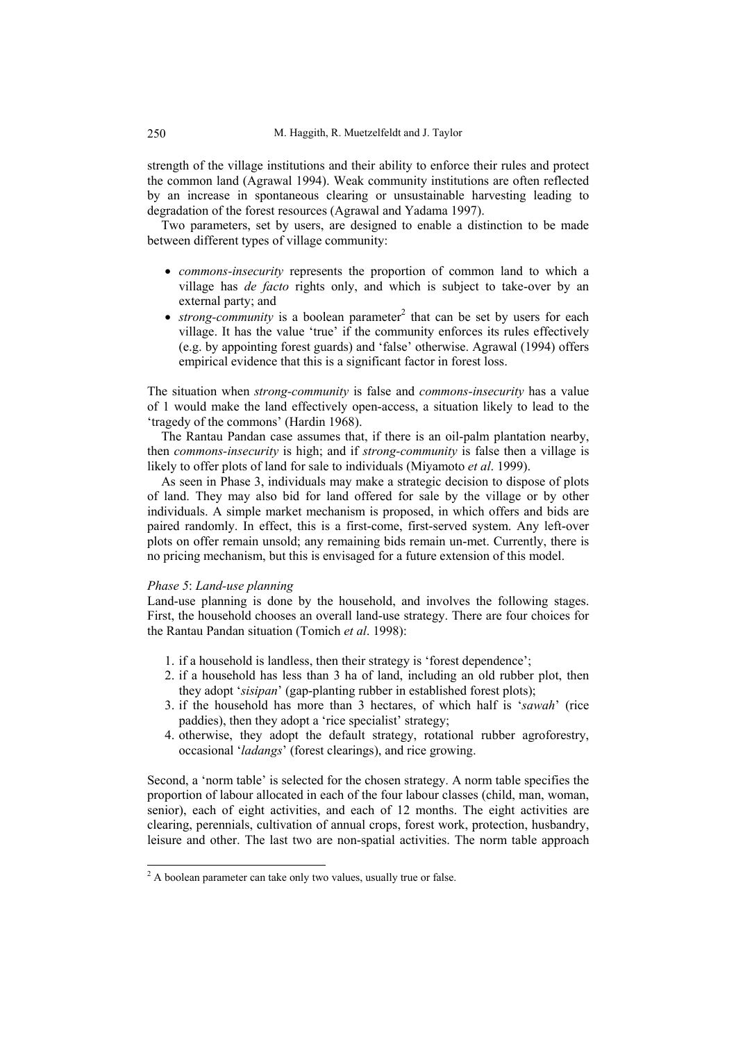strength of the village institutions and their ability to enforce their rules and protect the common land (Agrawal 1994). Weak community institutions are often reflected by an increase in spontaneous clearing or unsustainable harvesting leading to degradation of the forest resources (Agrawal and Yadama 1997).

Two parameters, set by users, are designed to enable a distinction to be made between different types of village community:

- *commons-insecurity* represents the proportion of common land to which a village has *de facto* rights only, and which is subject to take-over by an external party; and
- *strong-community* is a boolean parameter[2] that can be set by users for each village. It has the value 'true' if the community enforces its rules effectively (e.g. by appointing forest guards) and 'false' otherwise. Agrawal (1994) offers empirical evidence that this is a significant factor in forest loss.

The situation when *strong-community* is false and *commons-insecurity* has a value of 1 would make the land effectively open-access, a situation likely to lead to the 'tragedy of the commons' (Hardin 1968).

The Rantau Pandan case assumes that, if there is an oil-palm plantation nearby, then *commons-insecurity* is high; and if *strong-community* is false then a village is likely to offer plots of land for sale to individuals (Miyamoto *et al*. 1999).

As seen in Phase 3, individuals may make a strategic decision to dispose of plots of land. They may also bid for land offered for sale by the village or by other individuals. A simple market mechanism is proposed, in which offers and bids are paired randomly. In effect, this is a first-come, first-served system. Any left-over plots on offer remain unsold; any remaining bids remain un-met. Currently, there is no pricing mechanism, but this is envisaged for a future extension of this model.

*Phase 5*: *Land-use planning*

Land-use planning is done by the household, and involves the following stages. First, the household chooses an overall land-use strategy. There are four choices for the Rantau Pandan situation (Tomich *et al*. 1998):

1. if a household is landless, then their strategy is 'forest dependence';
2. if a household has less than 3 ha of land, including an old rubber plot, then they adopt '*sisipan*' (gap-planting rubber in established forest plots);
3. if the household has more than 3 hectares, of which half is '*sawah*' (rice paddies), then they adopt a 'rice specialist' strategy;
4. otherwise, they adopt the default strategy, rotational rubber agroforestry, occasional '*ladangs*' (forest clearings), and rice growing.

Second, a 'norm table' is selected for the chosen strategy. A norm table specifies the proportion of labour allocated in each of the four labour classes (child, man, woman, senior), each of eight activities, and each of 12 months. The eight activities are clearing, perennials, cultivation of annual crops, forest work, protection, husbandry, leisure and other. The last two are non-spatial activities. The norm table approach

[2] A boolean parameter can take only two values, usually true or false.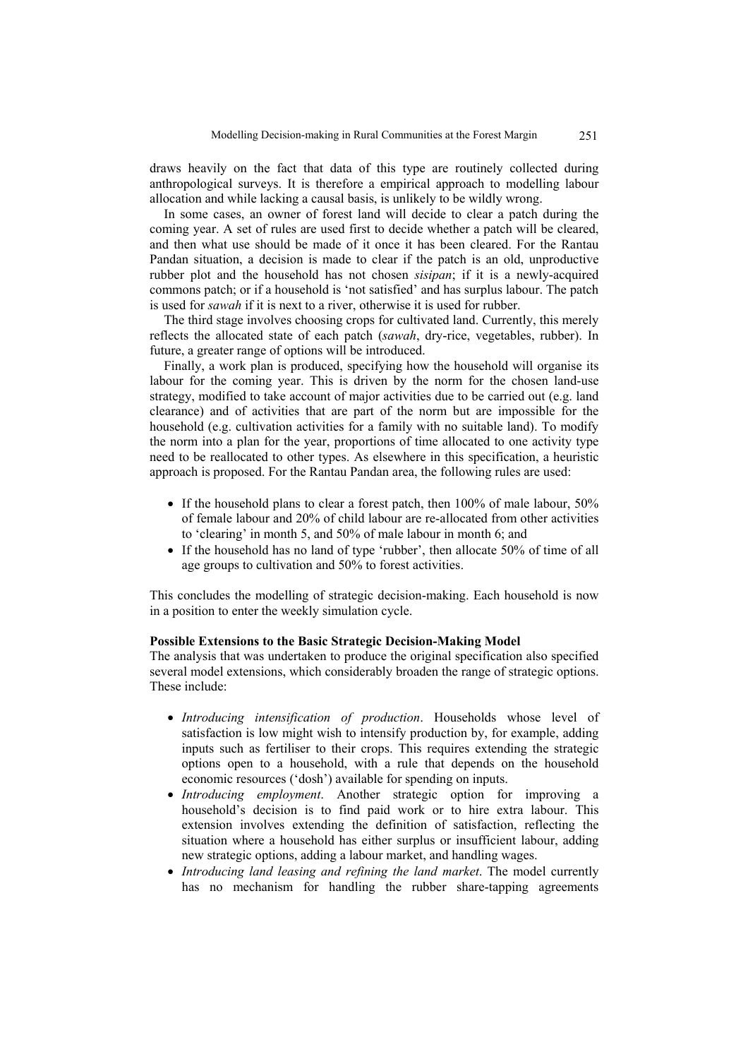draws heavily on the fact that data of this type are routinely collected during anthropological surveys. It is therefore a empirical approach to modelling labour allocation and while lacking a causal basis, is unlikely to be wildly wrong.

In some cases, an owner of forest land will decide to clear a patch during the coming year. A set of rules are used first to decide whether a patch will be cleared, and then what use should be made of it once it has been cleared. For the Rantau Pandan situation, a decision is made to clear if the patch is an old, unproductive rubber plot and the household has not chosen *sisipan*; if it is a newly-acquired commons patch; or if a household is 'not satisfied' and has surplus labour. The patch is used for *sawah* if it is next to a river, otherwise it is used for rubber.

The third stage involves choosing crops for cultivated land. Currently, this merely reflects the allocated state of each patch (*sawah*, dry-rice, vegetables, rubber). In future, a greater range of options will be introduced.

Finally, a work plan is produced, specifying how the household will organise its labour for the coming year. This is driven by the norm for the chosen land-use strategy, modified to take account of major activities due to be carried out (e.g. land clearance) and of activities that are part of the norm but are impossible for the household (e.g. cultivation activities for a family with no suitable land). To modify the norm into a plan for the year, proportions of time allocated to one activity type need to be reallocated to other types. As elsewhere in this specification, a heuristic approach is proposed. For the Rantau Pandan area, the following rules are used:

- If the household plans to clear a forest patch, then 100% of male labour, 50% of female labour and 20% of child labour are re-allocated from other activities to 'clearing' in month 5, and 50% of male labour in month 6; and
- If the household has no land of type 'rubber', then allocate 50% of time of all age groups to cultivation and 50% to forest activities.

This concludes the modelling of strategic decision-making. Each household is now in a position to enter the weekly simulation cycle.

**Possible Extensions to the Basic Strategic Decision-Making Model**

The analysis that was undertaken to produce the original specification also specified several model extensions, which considerably broaden the range of strategic options. These include:

- *Introducing intensification of production*. Households whose level of satisfaction is low might wish to intensify production by, for example, adding inputs such as fertiliser to their crops. This requires extending the strategic options open to a household, with a rule that depends on the household economic resources ('dosh') available for spending on inputs.
- *Introducing employment*. Another strategic option for improving a household's decision is to find paid work or to hire extra labour. This extension involves extending the definition of satisfaction, reflecting the situation where a household has either surplus or insufficient labour, adding new strategic options, adding a labour market, and handling wages.
- *Introducing land leasing and refining the land market*. The model currently has no mechanism for handling the rubber share-tapping agreements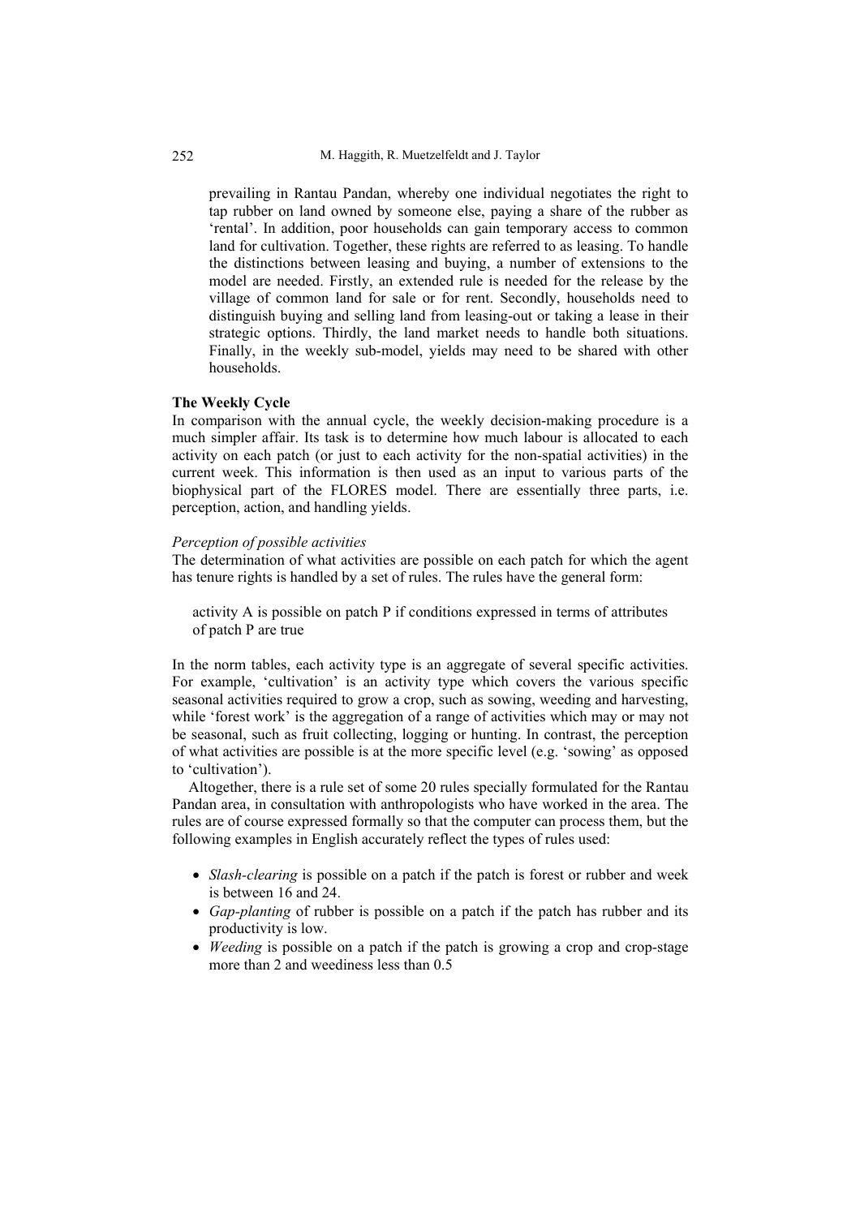prevailing in Rantau Pandan, whereby one individual negotiates the right to tap rubber on land owned by someone else, paying a share of the rubber as 'rental'. In addition, poor households can gain temporary access to common land for cultivation. Together, these rights are referred to as leasing. To handle the distinctions between leasing and buying, a number of extensions to the model are needed. Firstly, an extended rule is needed for the release by the village of common land for sale or for rent. Secondly, households need to distinguish buying and selling land from leasing-out or taking a lease in their strategic options. Thirdly, the land market needs to handle both situations. Finally, in the weekly sub-model, yields may need to be shared with other households.

**The Weekly Cycle**

In comparison with the annual cycle, the weekly decision-making procedure is a much simpler affair. Its task is to determine how much labour is allocated to each activity on each patch (or just to each activity for the non-spatial activities) in the current week. This information is then used as an input to various parts of the biophysical part of the FLORES model. There are essentially three parts, i.e. perception, action, and handling yields.

*Perception of possible activities*

The determination of what activities are possible on each patch for which the agent has tenure rights is handled by a set of rules. The rules have the general form:

> activity A is possible on patch P if conditions expressed in terms of attributes of patch P are true

In the norm tables, each activity type is an aggregate of several specific activities. For example, 'cultivation' is an activity type which covers the various specific seasonal activities required to grow a crop, such as sowing, weeding and harvesting, while 'forest work' is the aggregation of a range of activities which may or may not be seasonal, such as fruit collecting, logging or hunting. In contrast, the perception of what activities are possible is at the more specific level (e.g. 'sowing' as opposed to 'cultivation').

Altogether, there is a rule set of some 20 rules specially formulated for the Rantau Pandan area, in consultation with anthropologists who have worked in the area. The rules are of course expressed formally so that the computer can process them, but the following examples in English accurately reflect the types of rules used:

- *Slash-clearing* is possible on a patch if the patch is forest or rubber and week is between 16 and 24.
- *Gap-planting* of rubber is possible on a patch if the patch has rubber and its productivity is low.
- *Weeding* is possible on a patch if the patch is growing a crop and crop-stage more than 2 and weediness less than 0.5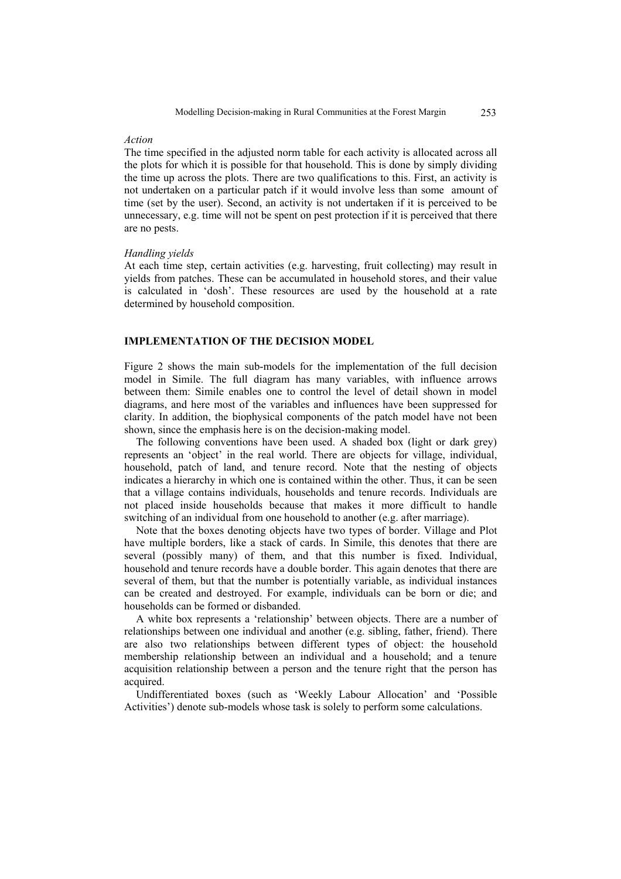*Action*

The time specified in the adjusted norm table for each activity is allocated across all the plots for which it is possible for that household. This is done by simply dividing the time up across the plots. There are two qualifications to this. First, an activity is not undertaken on a particular patch if it would involve less than some amount of time (set by the user). Second, an activity is not undertaken if it is perceived to be unnecessary, e.g. time will not be spent on pest protection if it is perceived that there are no pests.

*Handling yields*

At each time step, certain activities (e.g. harvesting, fruit collecting) may result in yields from patches. These can be accumulated in household stores, and their value is calculated in 'dosh'. These resources are used by the household at a rate determined by household composition.

## IMPLEMENTATION OF THE DECISION MODEL

Figure 2 shows the main sub-models for the implementation of the full decision model in Simile. The full diagram has many variables, with influence arrows between them: Simile enables one to control the level of detail shown in model diagrams, and here most of the variables and influences have been suppressed for clarity. In addition, the biophysical components of the patch model have not been shown, since the emphasis here is on the decision-making model.

The following conventions have been used. A shaded box (light or dark grey) represents an 'object' in the real world. There are objects for village, individual, household, patch of land, and tenure record. Note that the nesting of objects indicates a hierarchy in which one is contained within the other. Thus, it can be seen that a village contains individuals, households and tenure records. Individuals are not placed inside households because that makes it more difficult to handle switching of an individual from one household to another (e.g. after marriage).

Note that the boxes denoting objects have two types of border. Village and Plot have multiple borders, like a stack of cards. In Simile, this denotes that there are several (possibly many) of them, and that this number is fixed. Individual, household and tenure records have a double border. This again denotes that there are several of them, but that the number is potentially variable, as individual instances can be created and destroyed. For example, individuals can be born or die; and households can be formed or disbanded.

A white box represents a 'relationship' between objects. There are a number of relationships between one individual and another (e.g. sibling, father, friend). There are also two relationships between different types of object: the household membership relationship between an individual and a household; and a tenure acquisition relationship between a person and the tenure right that the person has acquired.

Undifferentiated boxes (such as 'Weekly Labour Allocation' and 'Possible Activities') denote sub-models whose task is solely to perform some calculations.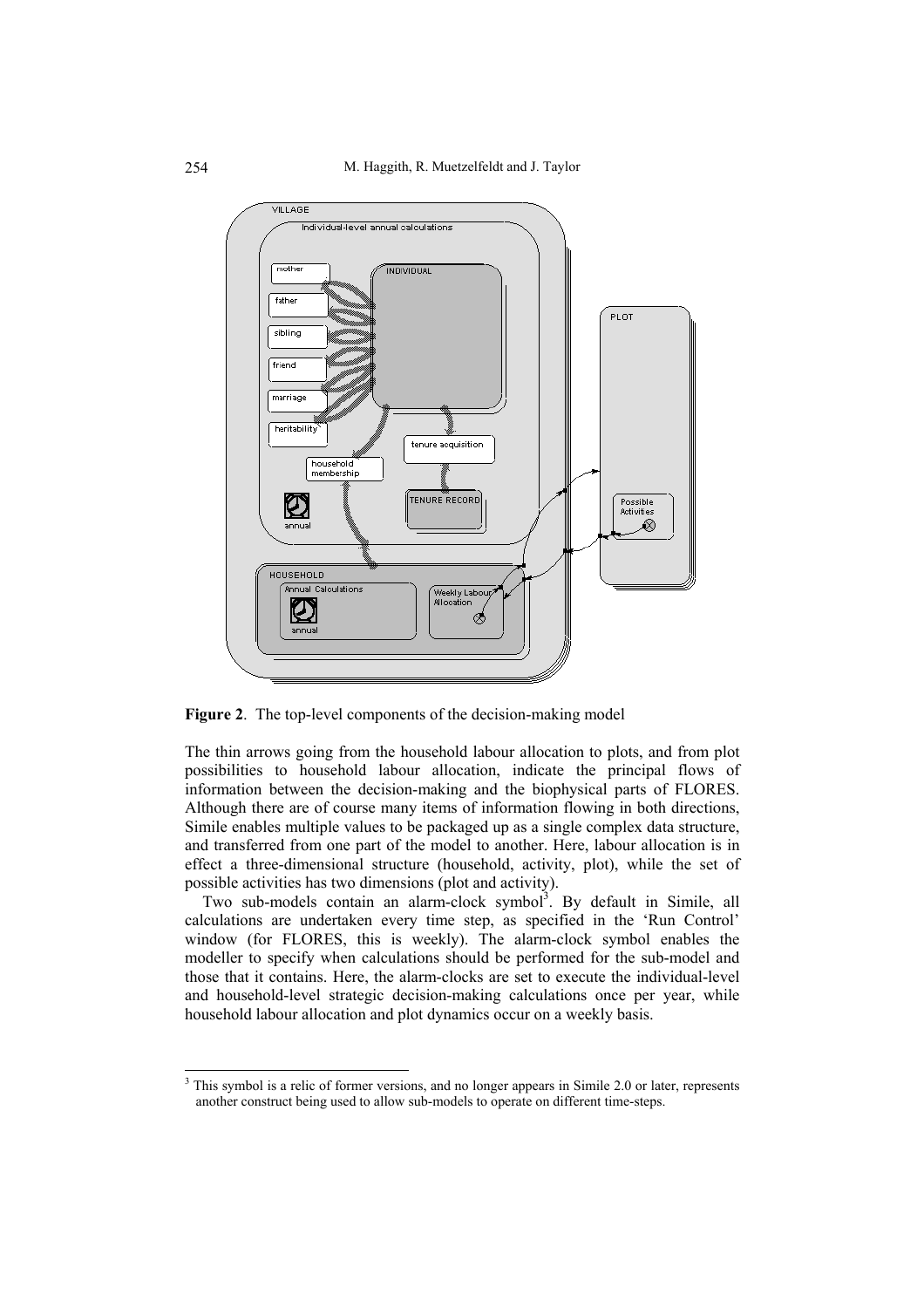**Figure 2**. The top-level components of the decision-making model

The thin arrows going from the household labour allocation to plots, and from plot possibilities to household labour allocation, indicate the principal flows of information between the decision-making and the biophysical parts of FLORES. Although there are of course many items of information flowing in both directions, Simile enables multiple values to be packaged up as a single complex data structure, and transferred from one part of the model to another. Here, labour allocation is in effect a three-dimensional structure (household, activity, plot), while the set of possible activities has two dimensions (plot and activity).

Two sub-models contain an alarm-clock symbol[3]. By default in Simile, all calculations are undertaken every time step, as specified in the 'Run Control' window (for FLORES, this is weekly). The alarm-clock symbol enables the modeller to specify when calculations should be performed for the sub-model and those that it contains. Here, the alarm-clocks are set to execute the individual-level and household-level strategic decision-making calculations once per year, while household labour allocation and plot dynamics occur on a weekly basis.

---

[3] This symbol is a relic of former versions, and no longer appears in Simile 2.0 or later, represents another construct being used to allow sub-models to operate on different time-steps.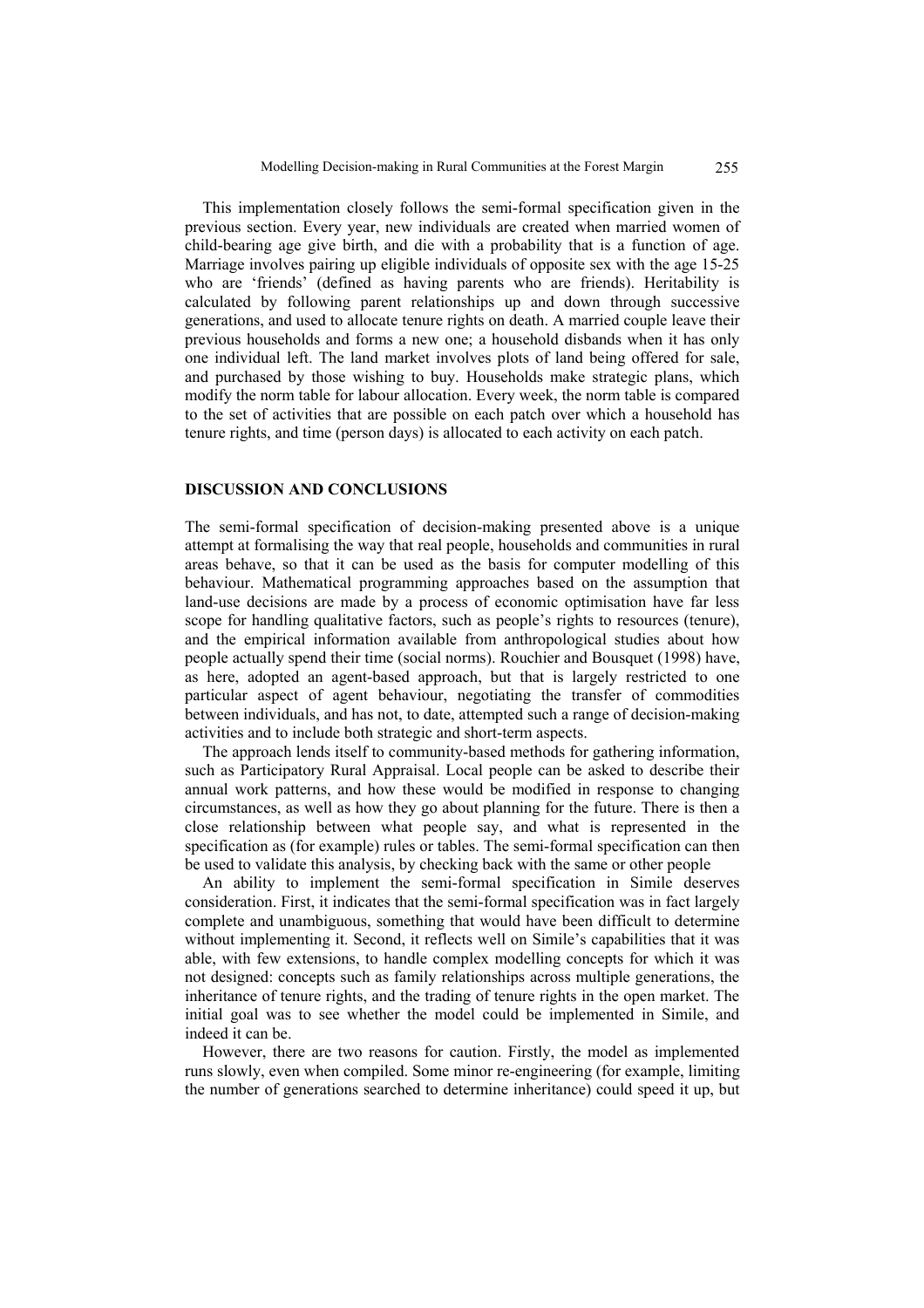This implementation closely follows the semi-formal specification given in the previous section. Every year, new individuals are created when married women of child-bearing age give birth, and die with a probability that is a function of age. Marriage involves pairing up eligible individuals of opposite sex with the age 15-25 who are 'friends' (defined as having parents who are friends). Heritability is calculated by following parent relationships up and down through successive generations, and used to allocate tenure rights on death. A married couple leave their previous households and forms a new one; a household disbands when it has only one individual left. The land market involves plots of land being offered for sale, and purchased by those wishing to buy. Households make strategic plans, which modify the norm table for labour allocation. Every week, the norm table is compared to the set of activities that are possible on each patch over which a household has tenure rights, and time (person days) is allocated to each activity on each patch.

## DISCUSSION AND CONCLUSIONS

The semi-formal specification of decision-making presented above is a unique attempt at formalising the way that real people, households and communities in rural areas behave, so that it can be used as the basis for computer modelling of this behaviour. Mathematical programming approaches based on the assumption that land-use decisions are made by a process of economic optimisation have far less scope for handling qualitative factors, such as people's rights to resources (tenure), and the empirical information available from anthropological studies about how people actually spend their time (social norms). Rouchier and Bousquet (1998) have, as here, adopted an agent-based approach, but that is largely restricted to one particular aspect of agent behaviour, negotiating the transfer of commodities between individuals, and has not, to date, attempted such a range of decision-making activities and to include both strategic and short-term aspects.

The approach lends itself to community-based methods for gathering information, such as Participatory Rural Appraisal. Local people can be asked to describe their annual work patterns, and how these would be modified in response to changing circumstances, as well as how they go about planning for the future. There is then a close relationship between what people say, and what is represented in the specification as (for example) rules or tables. The semi-formal specification can then be used to validate this analysis, by checking back with the same or other people

An ability to implement the semi-formal specification in Simile deserves consideration. First, it indicates that the semi-formal specification was in fact largely complete and unambiguous, something that would have been difficult to determine without implementing it. Second, it reflects well on Simile's capabilities that it was able, with few extensions, to handle complex modelling concepts for which it was not designed: concepts such as family relationships across multiple generations, the inheritance of tenure rights, and the trading of tenure rights in the open market. The initial goal was to see whether the model could be implemented in Simile, and indeed it can be.

However, there are two reasons for caution. Firstly, the model as implemented runs slowly, even when compiled. Some minor re-engineering (for example, limiting the number of generations searched to determine inheritance) could speed it up, but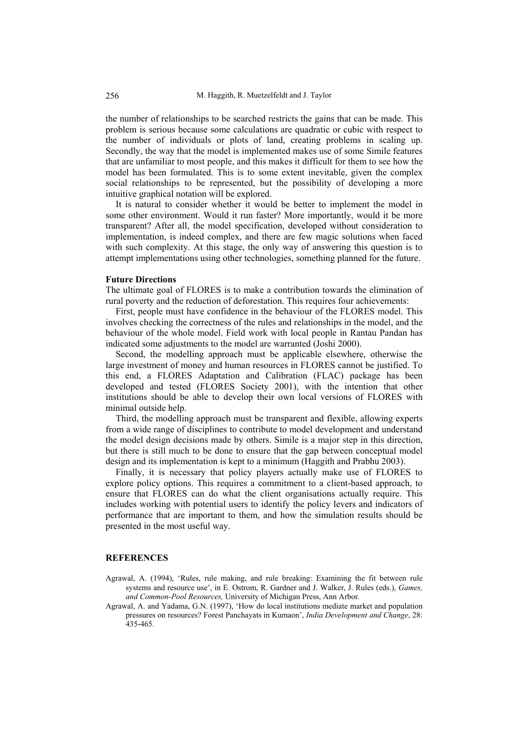the number of relationships to be searched restricts the gains that can be made. This problem is serious because some calculations are quadratic or cubic with respect to the number of individuals or plots of land, creating problems in scaling up. Secondly, the way that the model is implemented makes use of some Simile features that are unfamiliar to most people, and this makes it difficult for them to see how the model has been formulated. This is to some extent inevitable, given the complex social relationships to be represented, but the possibility of developing a more intuitive graphical notation will be explored.

It is natural to consider whether it would be better to implement the model in some other environment. Would it run faster? More importantly, would it be more transparent? After all, the model specification, developed without consideration to implementation, is indeed complex, and there are few magic solutions when faced with such complexity. At this stage, the only way of answering this question is to attempt implementations using other technologies, something planned for the future.

**Future Directions**

The ultimate goal of FLORES is to make a contribution towards the elimination of rural poverty and the reduction of deforestation. This requires four achievements:

First, people must have confidence in the behaviour of the FLORES model. This involves checking the correctness of the rules and relationships in the model, and the behaviour of the whole model. Field work with local people in Rantau Pandan has indicated some adjustments to the model are warranted (Joshi 2000).

Second, the modelling approach must be applicable elsewhere, otherwise the large investment of money and human resources in FLORES cannot be justified. To this end, a FLORES Adaptation and Calibration (FLAC) package has been developed and tested (FLORES Society 2001), with the intention that other institutions should be able to develop their own local versions of FLORES with minimal outside help.

Third, the modelling approach must be transparent and flexible, allowing experts from a wide range of disciplines to contribute to model development and understand the model design decisions made by others. Simile is a major step in this direction, but there is still much to be done to ensure that the gap between conceptual model design and its implementation is kept to a minimum (Haggith and Prabhu 2003).

Finally, it is necessary that policy players actually make use of FLORES to explore policy options. This requires a commitment to a client-based approach, to ensure that FLORES can do what the client organisations actually require. This includes working with potential users to identify the policy levers and indicators of performance that are important to them, and how the simulation results should be presented in the most useful way.

## REFERENCES

Agrawal, A. (1994), 'Rules, rule making, and rule breaking: Examining the fit between rule systems and resource use', in E. Ostrom, R. Gardner and J. Walker, J. Rules (eds.), *Games, and Common-Pool Resources,* University of Michigan Press, Ann Arbor.

Agrawal, A. and Yadama, G.N. (1997), 'How do local institutions mediate market and population pressures on resources? Forest Panchayats in Kumaon', *India Development and Change*, 28: 435-465.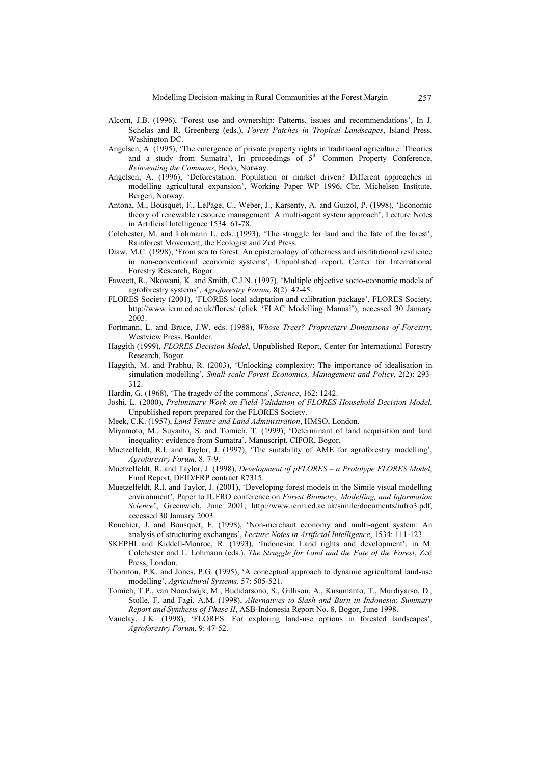Alcorn, J.B. (1996), 'Forest use and ownership: Patterns, issues and recommendations', In J. Schelas and R. Greenberg (eds.), *Forest Patches in Tropical Landscapes*, Island Press, Washington DC.

Angelsen, A. (1995), 'The emergence of private property rights in traditional agriculture: Theories and a study from Sumatra', In proceedings of 5th Common Property Conference, *Reinventing the Commons*, Bodo, Norway.

Angelsen, A. (1996), 'Deforestation: Population or market driven? Different approaches in modelling agricultural expansion', Working Paper WP 1996, Chr. Michelsen Institute, Bergen, Norway.

Antona, M., Bousquet, F., LePage, C., Weber, J., Karsenty, A. and Guizol, P. (1998), 'Economic theory of renewable resource management: A multi-agent system approach', Lecture Notes in Artificial Intelligence 1534: 61-78.

Colchester, M. and Lohmann L. eds. (1993), 'The struggle for land and the fate of the forest', Rainforest Movement, the Ecologist and Zed Press.

Diaw, M.C. (1998), 'From sea to forest: An epistemology of otherness and insititutional resilience in non-conventional economic systems', Unpublished report, Center for International Forestry Research, Bogor.

Fawcett, R., Nkowani, K. and Smith, C.J.N. (1997), 'Multiple objective socio-economic models of agroforestry systems', *Agroforestry Forum*, 8(2): 42-45.

FLORES Society (2001), 'FLORES local adaptation and calibration package', FLORES Society, http://www.ierm.ed.ac.uk/flores/ (click 'FLAC Modelling Manual'), accessed 30 January 2003.

Fortmann, L. and Bruce, J.W. eds. (1988), *Whose Trees? Proprietary Dimensions of Forestry*, Westview Press, Boulder.

Haggith (1999), *FLORES Decision Model*, Unpublished Report, Center for International Forestry Research, Bogor.

Haggith, M. and Prabhu, R. (2003), 'Unlocking complexity: The importance of idealisation in simulation modelling', *Small-scale Forest Economics, Management and Policy*, 2(2): 293-312.

Hardin, G. (1968), 'The tragedy of the commons', *Science*, 162: 1242.

Joshi, L. (2000), *Preliminary Work on Field Validation of FLORES Household Decision Model*, Unpublished report prepared for the FLORES Society.

Meek, C.K. (1957), *Land Tenure and Land Administration*, HMSO, London.

Miyamoto, M., Suyanto, S. and Tomich, T. (1999), 'Determinant of land acquisition and land inequality: evidence from Sumatra', Manuscript, CIFOR, Bogor.

Muetzelfeldt, R.I. and Taylor, J. (1997), 'The suitability of AME for agroforestry modelling', *Agroforestry Forum*, 8: 7-9.

Muetzelfeldt, R. and Taylor, J. (1998), *Development of pFLORES – a Prototype FLORES Model*, Final Report, DFID/FRP contract R7315.

Muetzelfeldt, R.I. and Taylor, J. (2001), 'Developing forest models in the Simile visual modelling environment', Paper to IUFRO conference on *Forest Biometry, Modelling, and Information Science*', Greenwich, June 2001, http://www.ierm.ed.ac.uk/simile/documents/iufro3.pdf, accessed 30 January 2003.

Rouchier, J. and Bousquet, F. (1998), 'Non-merchant economy and multi-agent system: An analysis of structuring exchanges', *Lecture Notes in Artificial Intelligence*, 1534: 111-123.

SKEPHI and Kiddell-Monroe, R. (1993), 'Indonesia: Land rights and development', in M. Colchester and L. Lohmann (eds.), *The Struggle for Land and the Fate of the Forest*, Zed Press, London.

Thornton, P.K. and Jones, P.G. (1995), 'A conceptual approach to dynamic agricultural land-use modelling', *Agricultural Systems,* 57: 505-521.

Tomich, T.P., van Noordwijk, M., Budidarsono, S., Gillison, A., Kusumanto, T., Murdiyarso, D., Stolle, F. and Fagi, A.M. (1998), *Alternatives to Slash and Burn in Indonesia*: *Summary Report and Synthesis of Phase II*, ASB-Indonesia Report No. 8, Bogor, June 1998.

Vanclay, J.K. (1998), 'FLORES: For exploring land-use options in forested landscapes', *Agroforestry Forum*, 9: 47-52.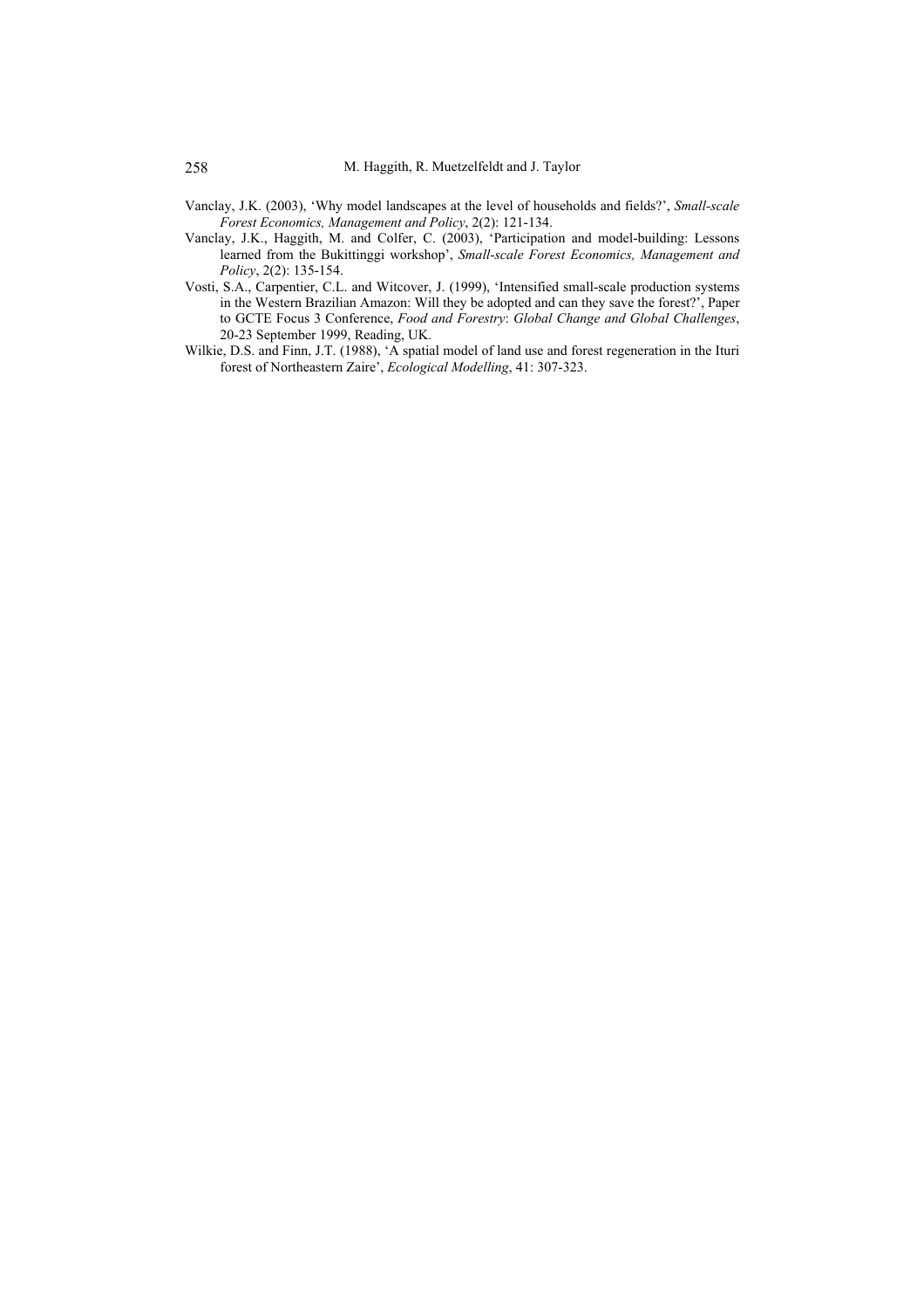Vanclay, J.K. (2003), 'Why model landscapes at the level of households and fields?', *Small-scale Forest Economics, Management and Policy*, 2(2): 121-134.

Vanclay, J.K., Haggith, M. and Colfer, C. (2003), 'Participation and model-building: Lessons learned from the Bukittinggi workshop', *Small-scale Forest Economics, Management and Policy*, 2(2): 135-154.

Vosti, S.A., Carpentier, C.L. and Witcover, J. (1999), 'Intensified small-scale production systems in the Western Brazilian Amazon: Will they be adopted and can they save the forest?', Paper to GCTE Focus 3 Conference, *Food and Forestry*: *Global Change and Global Challenges*, 20-23 September 1999, Reading, UK.

Wilkie, D.S. and Finn, J.T. (1988), 'A spatial model of land use and forest regeneration in the Ituri forest of Northeastern Zaire', *Ecological Modelling*, 41: 307-323.